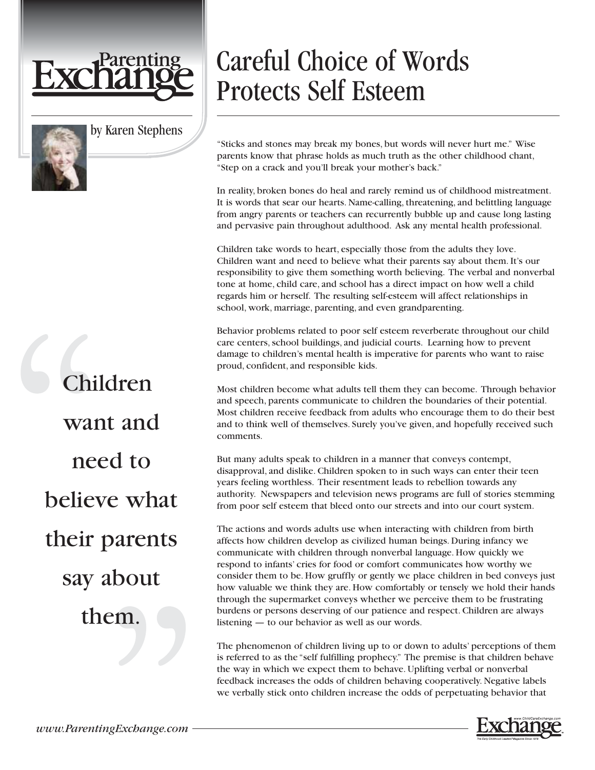# Careful Choice of Words Protects Self Esteem

by Karen Stephens

"Sticks and stones may break my bones, but words will never hurt me." Wise parents know that phrase holds as much truth as the other childhood chant, "Step on a crack and you'll break your mother's back."

In reality, broken bones do heal and rarely remind us of childhood mistreatment. It is words that sear our hearts. Name-calling, threatening, and belittling language from angry parents or teachers can recurrently bubble up and cause long lasting and pervasive pain throughout adulthood. Ask any mental health professional.

Children take words to heart, especially those from the adults they love. Children want and need to believe what their parents say about them. It's our responsibility to give them something worth believing. The verbal and nonverbal tone at home, child care, and school has a direct impact on how well a child regards him or herself. The resulting self-esteem will affect relationships in school, work, marriage, parenting, and even grandparenting.

> "Children want and need to believe what their parents say about them."

Behavior problems related to poor self esteem reverberate throughout our child care centers, school buildings, and judicial courts. Learning how to prevent damage to children's mental health is imperative for parents who want to raise proud, confident, and responsible kids.

Most children become what adults tell them they can become. Through behavior and speech, parents communicate to children the boundaries of their potential. Most children receive feedback from adults who encourage them to do their best and to think well of themselves. Surely you've given, and hopefully received such comments.

But many adults speak to children in a manner that conveys contempt, disapproval, and dislike. Children spoken to in such ways can enter their teen years feeling worthless. Their resentment leads to rebellion towards any authority. Newspapers and television news programs are full of stories stemming from poor self esteem that bleed onto our streets and into our court system.

The actions and words adults use when interacting with children from birth affects how children develop as civilized human beings. During infancy we communicate with children through nonverbal language. How quickly we respond to infants' cries for food or comfort communicates how worthy we consider them to be. How gruffly or gently we place children in bed conveys just how valuable we think they are. How comfortably or tensely we hold their hands through the supermarket conveys whether we perceive them to be frustrating burdens or persons deserving of our patience and respect. Children are always listening — to our behavior as well as our words.

The phenomenon of children living up to or down to adults' perceptions of them is referred to as the "self fulfilling prophecy." The premise is that children behave the way in which we expect them to behave. Uplifting verbal or nonverbal feedback increases the odds of children behaving cooperatively. Negative labels we verbally stick onto children increase the odds of perpetuating behavior that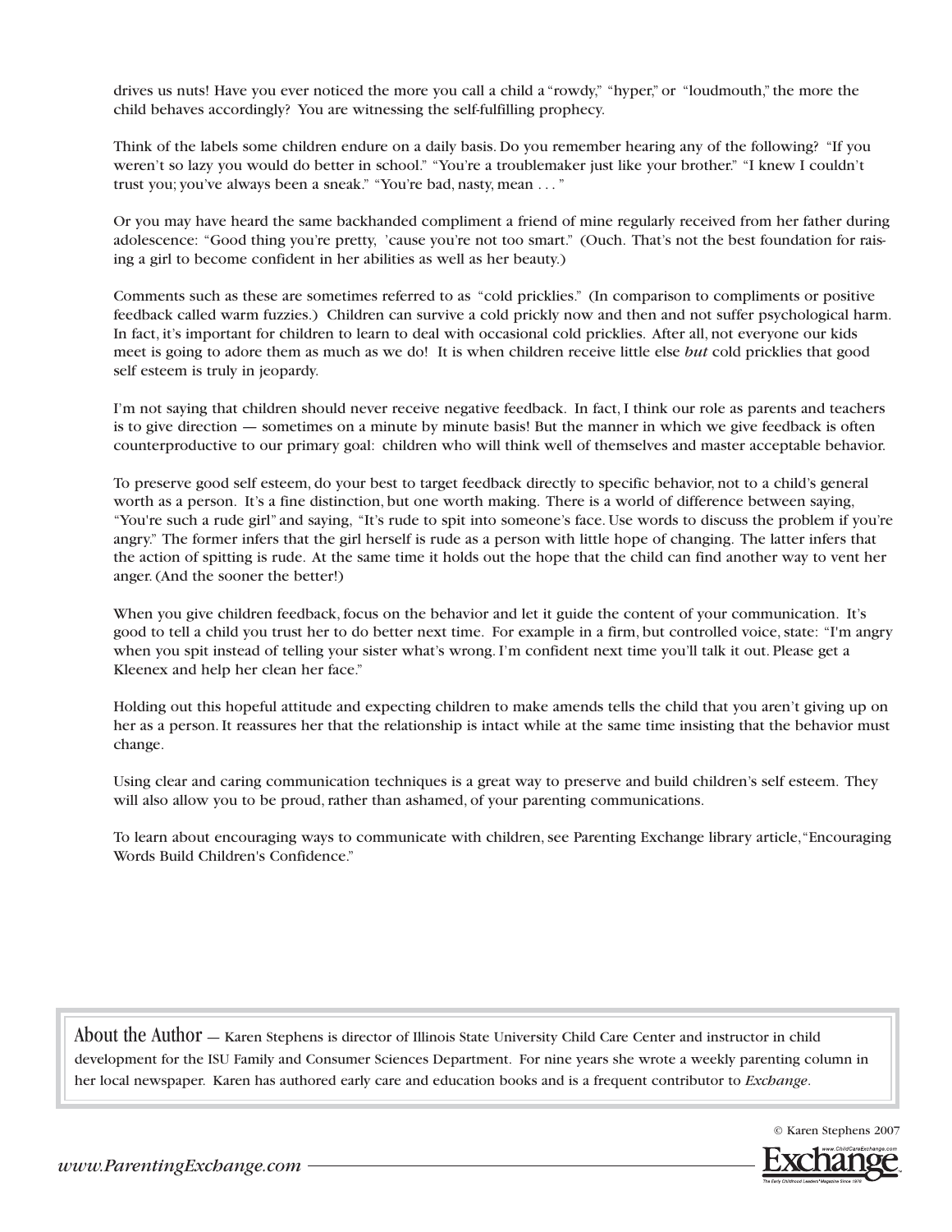drives us nuts! Have you ever noticed the more you call a child a "rowdy," "hyper," or "loudmouth," the more the child behaves accordingly? You are witnessing the self-fulfilling prophecy.

Think of the labels some children endure on a daily basis. Do you remember hearing any of the following? "If you weren't so lazy you would do better in school." "You're a troublemaker just like your brother." "I knew I couldn't trust you; you've always been a sneak." "You're bad, nasty, mean . . . "

Or you may have heard the same backhanded compliment a friend of mine regularly received from her father during adolescence: "Good thing you're pretty, 'cause you're not too smart." (Ouch. That's not the best foundation for raising a girl to become confident in her abilities as well as her beauty.)

Comments such as these are sometimes referred to as "cold pricklies." (In comparison to compliments or positive feedback called warm fuzzies.) Children can survive a cold prickly now and then and not suffer psychological harm. In fact, it's important for children to learn to deal with occasional cold pricklies. After all, not everyone our kids meet is going to adore them as much as we do! It is when children receive little else *but* cold pricklies that good self esteem is truly in jeopardy.

I'm not saying that children should never receive negative feedback. In fact, I think our role as parents and teachers is to give direction — sometimes on a minute by minute basis! But the manner in which we give feedback is often counterproductive to our primary goal: children who will think well of themselves and master acceptable behavior.

To preserve good self esteem, do your best to target feedback directly to specific behavior, not to a child's general worth as a person. It's a fine distinction, but one worth making. There is a world of difference between saying, "You're such a rude girl" and saying, "It's rude to spit into someone's face. Use words to discuss the problem if you're angry." The former infers that the girl herself is rude as a person with little hope of changing. The latter infers that the action of spitting is rude. At the same time it holds out the hope that the child can find another way to vent her anger. (And the sooner the better!)

When you give children feedback, focus on the behavior and let it guide the content of your communication. It's good to tell a child you trust her to do better next time. For example in a firm, but controlled voice, state: "I'm angry when you spit instead of telling your sister what's wrong. I'm confident next time you'll talk it out. Please get a Kleenex and help her clean her face."

Holding out this hopeful attitude and expecting children to make amends tells the child that you aren't giving up on her as a person. It reassures her that the relationship is intact while at the same time insisting that the behavior must change.

Using clear and caring communication techniques is a great way to preserve and build children's self esteem. They will also allow you to be proud, rather than ashamed, of your parenting communications.

To learn about encouraging ways to communicate with children, see Parenting Exchange library article, "Encouraging Words Build Children's Confidence."

About the Author — Karen Stephens is director of Illinois State University Child Care Center and instructor in child development for the ISU Family and Consumer Sciences Department. For nine years she wrote a weekly parenting column in her local newspaper. Karen has authored early care and education books and is a frequent contributor to *Exchange*.

© Karen Stephens 2007

*www.ParentingExchange.com*